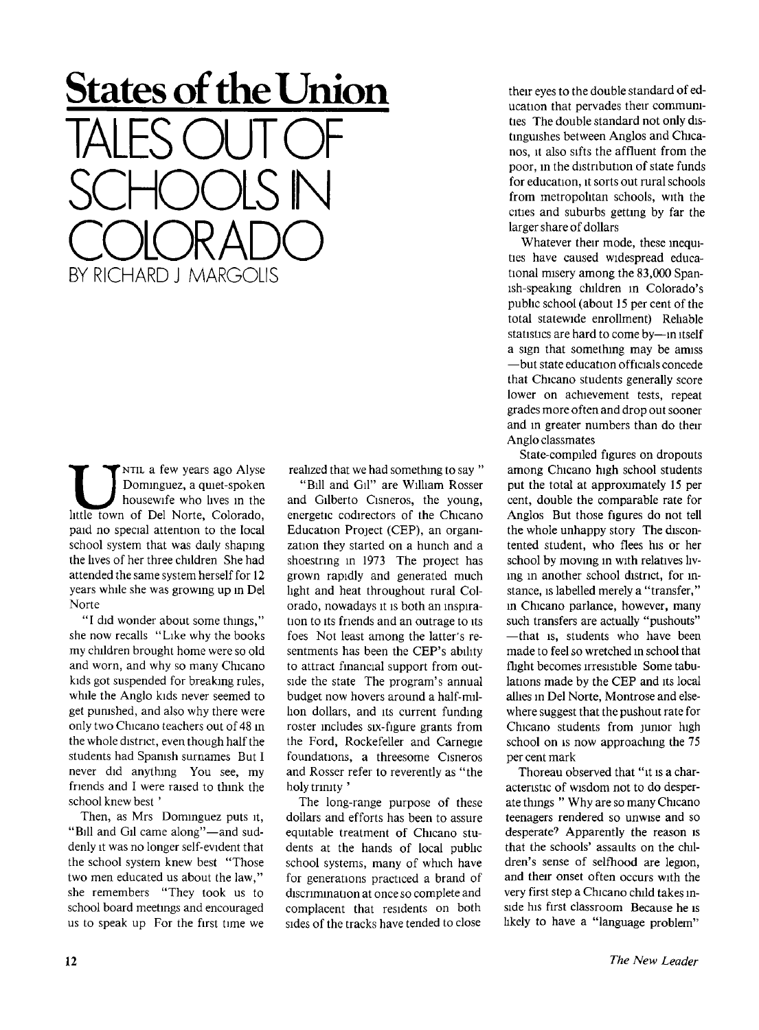# States of the Union

# TALES OUT OF SCHOOLS IN COLORADO

BY RICHARD J MARGOLIS

UNTIL a few years ago Alyse Dominguez, a quiet-spoken housewife who lives in the little town of Del Norte, Colorado, paid no special attention to the local school system that was daily shaping the lives of her three children She had attended the same system herself for 12 years while she was growing up in Del Norte

"I did wonder about some things," she now recalls "Like why the books my children brought home were so old and worn, and why so many Chicano kids got suspended for breaking rules, while the Anglo kids never seemed to get punished, and also why there were only two Chicano teachers out of 48 in the whole district, even though half the students had Spanish surnames But I never did anything You see, my friends and I were raised to think the school knew best '

Then, as Mrs Dominguez puts it, "Bill and Gil came along"—and suddenly it was no longer self-evident that the school system knew best "Those two men educated us about the law," she remembers "They took us to school board meetings and encouraged us to speak up For the first time we realized that we had something to say "

"Bill and Gil" are William Rosser and Gilberto Cisneros, the young, energetic codirectors of the Chicano Education Project (CEP), an organization they started on a hunch and a shoestring in 1973 The project has grown rapidly and generated much light and heat throughout rural Colorado, nowadays it is both an inspiration to its friends and an outrage to its foes Not least among the latter's resentments has been the CEP's ability to attract financial support from outside the state The program's annual budget now hovers around a half-million dollars, and its current funding roster includes six-figure grants from the Ford, Rockefeller and Carnegie foundations, a threesome Cisneros and Rosser refer to reverently as "the holy trinity '

The long-range purpose of these dollars and efforts has been to assure equitable treatment of Chicano students at the hands of local public school systems, many of which have for generations practiced a brand of discrimination at once so complete and complacent that residents on both sides of the tracks have tended to close their eyes to the double standard of education that pervades their communities The double standard not only distinguishes between Anglos and Chicanos, it also sifts the affluent from the poor, in the distribution of state funds for education, it sorts out rural schools from metropolitan schools, with the cities and suburbs getting by far the larger share of dollars

Whatever their mode, these inequities have caused widespread educational misery among the 83,000 Spanish-speaking children in Colorado's public school (about 15 per cent of the total statewide enrollment) Reliable statistics are hard to come by—in itself a sign that something may be amiss —but state education officials concede that Chicano students generally score lower on achievement tests, repeat grades more often and drop out sooner and in greater numbers than do their Anglo classmates

State-compiled figures on dropouts among Chicano high school students put the total at approximately 15 per cent, double the comparable rate for Anglos But those figures do not tell the whole unhappy story The discontented student, who flees his or her school by moving in with relatives living in another school district, for instance, is labelled merely a "transfer," in Chicano parlance, however, many such transfers are actually "pushouts" —that is, students who have been made to feel so wretched in school that flight becomes irresistible Some tabulations made by the CEP and its local allies in Del Norte, Montrose and elsewhere suggest that the pushout rate for Chicano students from junior high school on is now approaching the 75 per cent mark

Thoreau observed that "it is a characteristic of wisdom not to do desperate things " Why are so many Chicano teenagers rendered so unwise and so desperate? Apparently the reason is that the schools' assaults on the children's sense of selfhood are legion, and their onset often occurs with the very first step a Chicano child takes inside his first classroom Because he is likely to have a "language problem"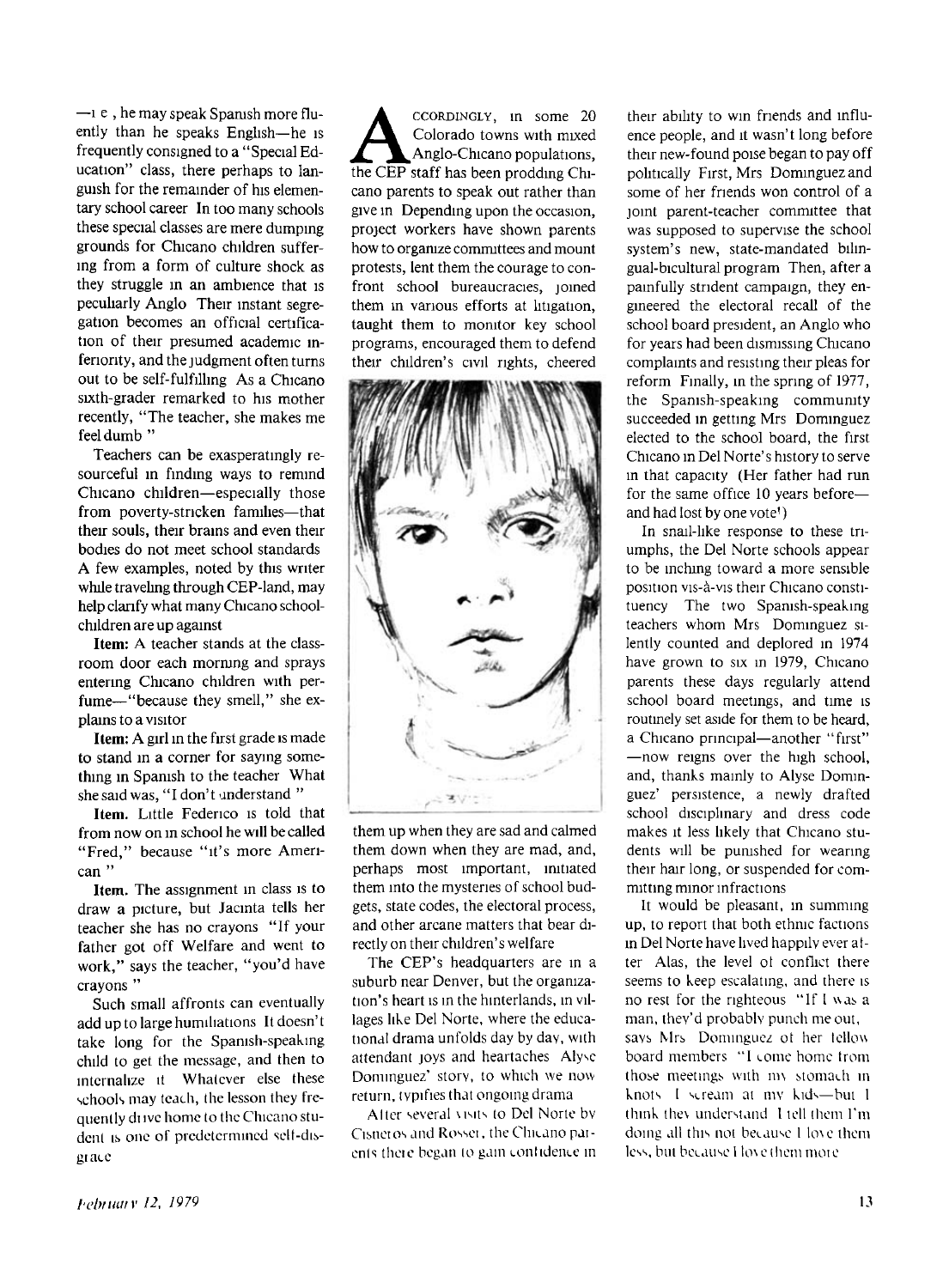—i e , he may speak Spanish more fluently than he speaks English—he is frequently consigned to a "Special Education" class, there perhaps to languish for the remainder of his elementary school career In too many schools these special classes are mere dumping grounds for Chicano children suffering from a form of culture shock as they struggle in an ambience that is peculiarly Anglo Their instant segregation becomes an official certification of their presumed academic inferiority, and the judgment often turns out to be self-fulfilling As a Chicano sixth-grader remarked to his mother recently, "The teacher, she makes me feel dumb "

Teachers can be exasperatingly resourceful in finding ways to remind Chicano children—especially those from poverty-stricken families—that their souls, their brains and even their bodies do not meet school standards A few examples, noted by this writer while traveling through CEP-land, may help clarify what many Chicano schoolchildren are up against

**Item:** A teacher stands at the classroom door each morning and sprays entering Chicano children with perfume—"because they smell," she explains to a visitor

**Item:** A girl in the first grade is made to stand in a corner for saying something in Spanish to the teacher What she said was, "I don't understand "

**Item.** Little Federico is told that from now on in school he will be called "Fred," because "it's more American "

**Item.** The assignment in class is to draw a picture, but Jacinta tells her teacher she has no crayons "If your father got off Welfare and went to work," says the teacher, "you'd have crayons "

Such small affronts can eventually add up to large humiliations It doesn't take long for the Spanish-speaking child to get the message, and then to internalize it Whatever else these schools may teach, the lesson they frequently drive home to the Chicano student is one of predetermined self-disgrace

Accordingly, in some 20 Colorado towns with mixed Anglo-Chicano populations, the CEP staff has been prodding Chicano parents to speak out rather than give in Depending upon the occasion, project workers have shown parents how to organize committees and mount protests, lent them the courage to confront school bureaucracies, joined them in various efforts at litigation, taught them to monitor key school programs, encouraged them to defend their children's civil rights, cheered them up when they are sad and calmed them down when they are mad, and, perhaps most important, initiated them into the mysteries of school budgets, state codes, the electoral process, and other arcane matters that bear directly on their children's welfare

The CEP's headquarters are in a suburb near Denver, but the organization's heart is in the hinterlands, in villages like Del Norte, where the educational drama unfolds day by day, with attendant joys and heartaches Alyse Dominguez' story, to which we now return, typifies that ongoing drama

After several visits to Del Norte by Cisneros and Rosser, the Chicano parents there began to gain confidence in their ability to win friends and influence people, and it wasn't long before their new-found poise began to pay off politically First, Mrs Dominguez and some of her friends won control of a joint parent-teacher committee that was supposed to supervise the school system's new, state-mandated bilingual-bicultural program Then, after a painfully strident campaign, they engineered the electoral recall of the school board president, an Anglo who for years had been dismissing Chicano complaints and resisting their pleas for reform Finally, in the spring of 1977, the Spanish-speaking community succeeded in getting Mrs Dominguez elected to the school board, the first Chicano in Del Norte's history to serve in that capacity (Her father had run for the same office 10 years before—and had lost by one vote!)

In snail-like response to these triumphs, the Del Norte schools appear to be inching toward a more sensible position vis-à-vis their Chicano constituency The two Spanish-speaking teachers whom Mrs Dominguez silently counted and deplored in 1974 have grown to six in 1979, Chicano parents these days regularly attend school board meetings, and time is routinely set aside for them to be heard, a Chicano principal—another "first" —now reigns over the high school, and, thanks mainly to Alyse Dominguez' persistence, a newly drafted school disciplinary and dress code makes it less likely that Chicano students will be punished for wearing their hair long, or suspended for committing minor infractions

It would be pleasant, in summing up, to report that both ethnic factions in Del Norte have lived happily ever after Alas, the level of conflict there seems to keep escalating, and there is no rest for the righteous "If I was a man, they'd probably punch me out, says Mrs Dominguez of her fellow board members "I come home from those meetings with my stomach in knots I scream at my kids—but I think they understand I tell them I'm doing all this not because I love them less, but because I love them more